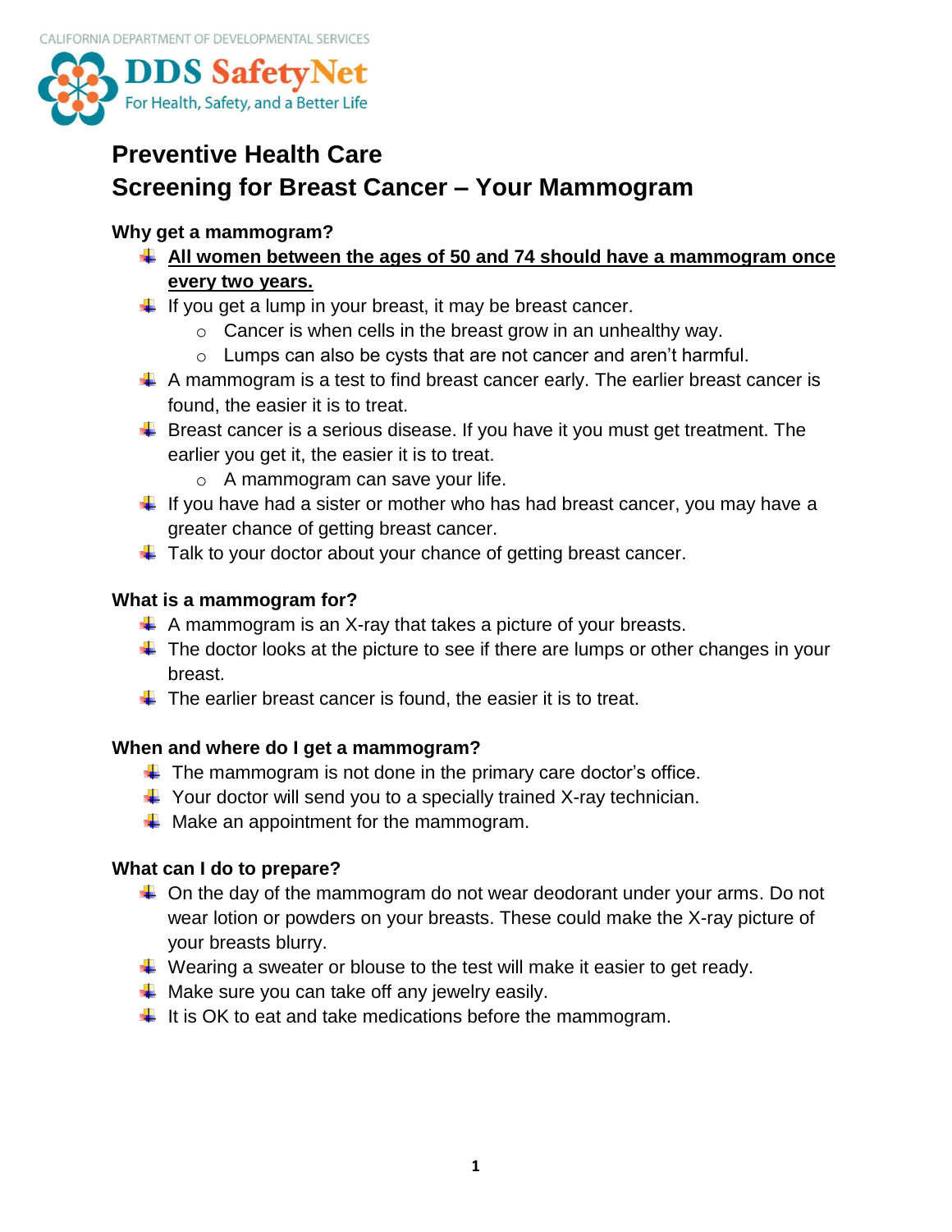CALIFORNIA DEPARTMENT OF DEVELOPMENTAL SERVICES

**DDS SafetyNet**
For Health, Safety, and a Better Life

# Preventive Health Care
# Screening for Breast Cancer – Your Mammogram

### Why get a mammogram?

- **All women between the ages of 50 and 74 should have a mammogram once every two years.**
- If you get a lump in your breast, it may be breast cancer.
  - Cancer is when cells in the breast grow in an unhealthy way.
  - Lumps can also be cysts that are not cancer and aren't harmful.
- A mammogram is a test to find breast cancer early. The earlier breast cancer is found, the easier it is to treat.
- Breast cancer is a serious disease. If you have it you must get treatment. The earlier you get it, the easier it is to treat.
  - A mammogram can save your life.
- If you have had a sister or mother who has had breast cancer, you may have a greater chance of getting breast cancer.
- Talk to your doctor about your chance of getting breast cancer.

### What is a mammogram for?

- A mammogram is an X-ray that takes a picture of your breasts.
- The doctor looks at the picture to see if there are lumps or other changes in your breast.
- The earlier breast cancer is found, the easier it is to treat.

### When and where do I get a mammogram?

- The mammogram is not done in the primary care doctor's office.
- Your doctor will send you to a specially trained X-ray technician.
- Make an appointment for the mammogram.

### What can I do to prepare?

- On the day of the mammogram do not wear deodorant under your arms. Do not wear lotion or powders on your breasts. These could make the X-ray picture of your breasts blurry.
- Wearing a sweater or blouse to the test will make it easier to get ready.
- Make sure you can take off any jewelry easily.
- It is OK to eat and take medications before the mammogram.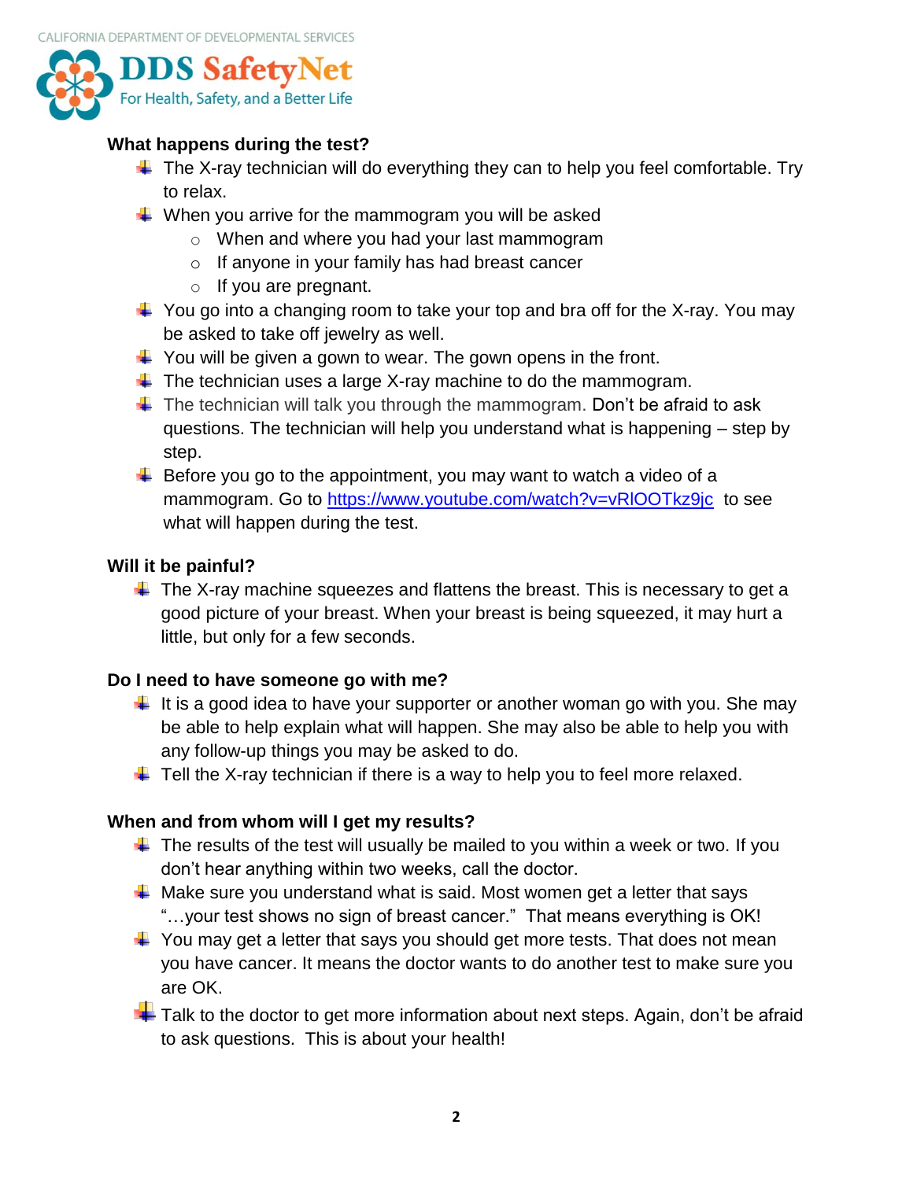### What happens during the test?

- The X-ray technician will do everything they can to help you feel comfortable. Try to relax.
- When you arrive for the mammogram you will be asked
  - When and where you had your last mammogram
  - If anyone in your family has had breast cancer
  - If you are pregnant.
- You go into a changing room to take your top and bra off for the X-ray. You may be asked to take off jewelry as well.
- You will be given a gown to wear. The gown opens in the front.
- The technician uses a large X-ray machine to do the mammogram.
- The technician will talk you through the mammogram. Don't be afraid to ask questions. The technician will help you understand what is happening – step by step.
- Before you go to the appointment, you may want to watch a video of a mammogram. Go to https://www.youtube.com/watch?v=vRlOOTkz9jc to see what will happen during the test.

### Will it be painful?

- The X-ray machine squeezes and flattens the breast. This is necessary to get a good picture of your breast. When your breast is being squeezed, it may hurt a little, but only for a few seconds.

### Do I need to have someone go with me?

- It is a good idea to have your supporter or another woman go with you. She may be able to help explain what will happen. She may also be able to help you with any follow-up things you may be asked to do.
- Tell the X-ray technician if there is a way to help you to feel more relaxed.

### When and from whom will I get my results?

- The results of the test will usually be mailed to you within a week or two. If you don't hear anything within two weeks, call the doctor.
- Make sure you understand what is said. Most women get a letter that says "…your test shows no sign of breast cancer." That means everything is OK!
- You may get a letter that says you should get more tests. That does not mean you have cancer. It means the doctor wants to do another test to make sure you are OK.
- Talk to the doctor to get more information about next steps. Again, don't be afraid to ask questions. This is about your health!